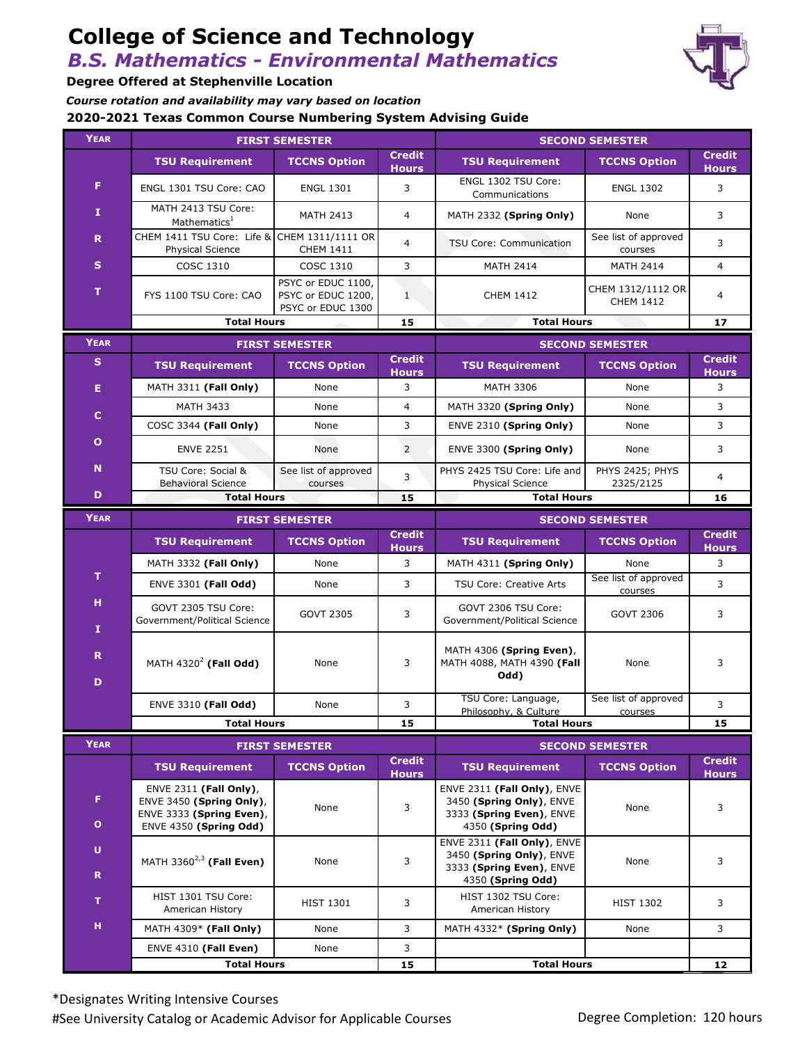# College of Science and Technology

## *B.S. Mathematics - Environmental Mathematics*

**Degree Offered at Stephenville Location**

***Course rotation and availability may vary based on location***

**2020-2021 Texas Common Course Numbering System Advising Guide**

| YEAR | FIRST SEMESTER | | | SECOND SEMESTER | | |
|---|---|---|---|---|---|---|
| | **TSU Requirement** | **TCCNS Option** | **Credit Hours** | **TSU Requirement** | **TCCNS Option** | **Credit Hours** |
| FIRST | ENGL 1301 TSU Core: CAO | ENGL 1301 | 3 | ENGL 1302 TSU Core: Communications | ENGL 1302 | 3 |
| | MATH 2413 TSU Core: Mathematics[1] | MATH 2413 | 4 | MATH 2332 **(Spring Only)** | None | 3 |
| | CHEM 1411 TSU Core: Life & Physical Science | CHEM 1311/1111 OR CHEM 1411 | 4 | TSU Core: Communication | See list of approved courses | 3 |
| | COSC 1310 | COSC 1310 | 3 | MATH 2414 | MATH 2414 | 4 |
| | FYS 1100 TSU Core: CAO | PSYC or EDUC 1100, PSYC or EDUC 1200, PSYC or EDUC 1300 | 1 | CHEM 1412 | CHEM 1312/1112 OR CHEM 1412 | 4 |
| | **Total Hours** | | **15** | **Total Hours** | | **17** |

| YEAR | FIRST SEMESTER | | | SECOND SEMESTER | | |
|---|---|---|---|---|---|---|
| | **TSU Requirement** | **TCCNS Option** | **Credit Hours** | **TSU Requirement** | **TCCNS Option** | **Credit Hours** |
| SECOND | MATH 3311 **(Fall Only)** | None | 3 | MATH 3306 | None | 3 |
| | MATH 3433 | None | 4 | MATH 3320 **(Spring Only)** | None | 3 |
| | COSC 3344 **(Fall Only)** | None | 3 | ENVE 2310 **(Spring Only)** | None | 3 |
| | ENVE 2251 | None | 2 | ENVE 3300 **(Spring Only)** | None | 3 |
| | TSU Core: Social & Behavioral Science | See list of approved courses | 3 | PHYS 2425 TSU Core: Life and Physical Science | PHYS 2425; PHYS 2325/2125 | 4 |
| | **Total Hours** | | **15** | **Total Hours** | | **16** |

| YEAR | FIRST SEMESTER | | | SECOND SEMESTER | | |
|---|---|---|---|---|---|---|
| | **TSU Requirement** | **TCCNS Option** | **Credit Hours** | **TSU Requirement** | **TCCNS Option** | **Credit Hours** |
| THIRD | MATH 3332 **(Fall Only)** | None | 3 | MATH 4311 **(Spring Only)** | None | 3 |
| | ENVE 3301 **(Fall Odd)** | None | 3 | TSU Core: Creative Arts | See list of approved courses | 3 |
| | GOVT 2305 TSU Core: Government/Political Science | GOVT 2305 | 3 | GOVT 2306 TSU Core: Government/Political Science | GOVT 2306 | 3 |
| | MATH 4320[2] **(Fall Odd)** | None | 3 | MATH 4306 **(Spring Even)**, MATH 4088, MATH 4390 **(Fall Odd)** | None | 3 |
| | ENVE 3310 **(Fall Odd)** | None | 3 | TSU Core: Language, Philosophy, & Culture | See list of approved courses | 3 |
| | **Total Hours** | | **15** | **Total Hours** | | **15** |

| YEAR | FIRST SEMESTER | | | SECOND SEMESTER | | |
|---|---|---|---|---|---|---|
| | **TSU Requirement** | **TCCNS Option** | **Credit Hours** | **TSU Requirement** | **TCCNS Option** | **Credit Hours** |
| FOURTH | ENVE 2311 **(Fall Only)**, ENVE 3450 **(Spring Only)**, ENVE 3333 **(Spring Even)**, ENVE 4350 **(Spring Odd)** | None | 3 | ENVE 2311 **(Fall Only)**, ENVE 3450 **(Spring Only)**, ENVE 3333 **(Spring Even)**, ENVE 4350 **(Spring Odd)** | None | 3 |
| | MATH 3360[2,3] **(Fall Even)** | None | 3 | ENVE 2311 **(Fall Only)**, ENVE 3450 **(Spring Only)**, ENVE 3333 **(Spring Even)**, ENVE 4350 **(Spring Odd)** | None | 3 |
| | HIST 1301 TSU Core: American History | HIST 1301 | 3 | HIST 1302 TSU Core: American History | HIST 1302 | 3 |
| | MATH 4309* **(Fall Only)** | None | 3 | MATH 4332* **(Spring Only)** | None | 3 |
| | ENVE 4310 **(Fall Even)** | None | 3 | | | |
| | **Total Hours** | | **15** | **Total Hours** | | **12** |

*Designates Writing Intensive Courses

#See University Catalog or Academic Advisor for Applicable Courses

Degree Completion: 120 hours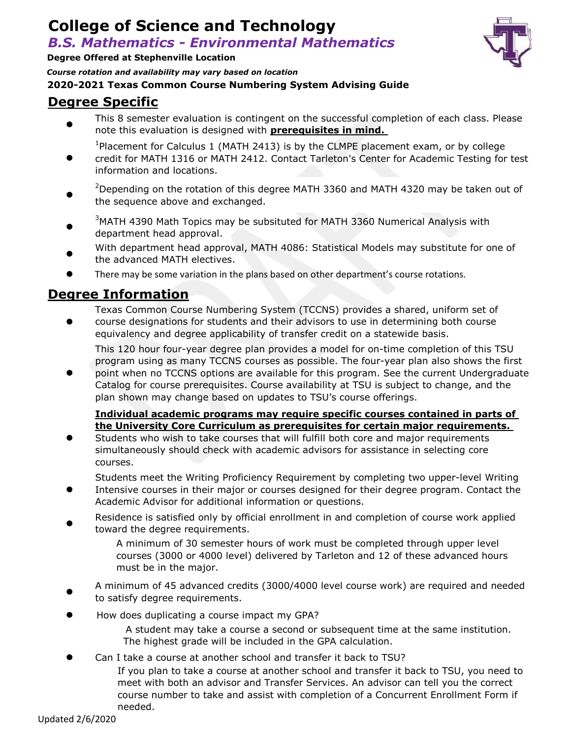# College of Science and Technology

## *B.S. Mathematics - Environmental Mathematics*

**Degree Offered at Stephenville Location**

***Course rotation and availability may vary based on location***

**2020-2021 Texas Common Course Numbering System Advising Guide**

## Degree Specific

- This 8 semester evaluation is contingent on the successful completion of each class. Please note this evaluation is designed with **prerequisites in mind.**
- [1]Placement for Calculus 1 (MATH 2413) is by the CLMPE placement exam, or by college credit for MATH 1316 or MATH 2412. Contact Tarleton's Center for Academic Testing for test information and locations.
- [2]Depending on the rotation of this degree MATH 3360 and MATH 4320 may be taken out of the sequence above and exchanged.
- [3]MATH 4390 Math Topics may be subsituted for MATH 3360 Numerical Analysis with department head approval.
- With department head approval, MATH 4086: Statistical Models may substitute for one of the advanced MATH electives.
- There may be some variation in the plans based on other department's course rotations.

## Degree Information

- Texas Common Course Numbering System (TCCNS) provides a shared, uniform set of course designations for students and their advisors to use in determining both course equivalency and degree applicability of transfer credit on a statewide basis.
- This 120 hour four-year degree plan provides a model for on-time completion of this TSU program using as many TCCNS courses as possible. The four-year plan also shows the first point when no TCCNS options are available for this program. See the current Undergraduate Catalog for course prerequisites. Course availability at TSU is subject to change, and the plan shown may change based on updates to TSU's course offerings.
- **Individual academic programs may require specific courses contained in parts of the University Core Curriculum as prerequisites for certain major requirements.** Students who wish to take courses that will fulfill both core and major requirements simultaneously should check with academic advisors for assistance in selecting core courses.
- Students meet the Writing Proficiency Requirement by completing two upper-level Writing Intensive courses in their major or courses designed for their degree program. Contact the Academic Advisor for additional information or questions.
- Residence is satisfied only by official enrollment in and completion of course work applied toward the degree requirements.

  A minimum of 30 semester hours of work must be completed through upper level courses (3000 or 4000 level) delivered by Tarleton and 12 of these advanced hours must be in the major.
- A minimum of 45 advanced credits (3000/4000 level course work) are required and needed to satisfy degree requirements.
- How does duplicating a course impact my GPA?

  A student may take a course a second or subsequent time at the same institution. The highest grade will be included in the GPA calculation.
- Can I take a course at another school and transfer it back to TSU?

  If you plan to take a course at another school and transfer it back to TSU, you need to meet with both an advisor and Transfer Services. An advisor can tell you the correct course number to take and assist with completion of a Concurrent Enrollment Form if needed.

Updated 2/6/2020